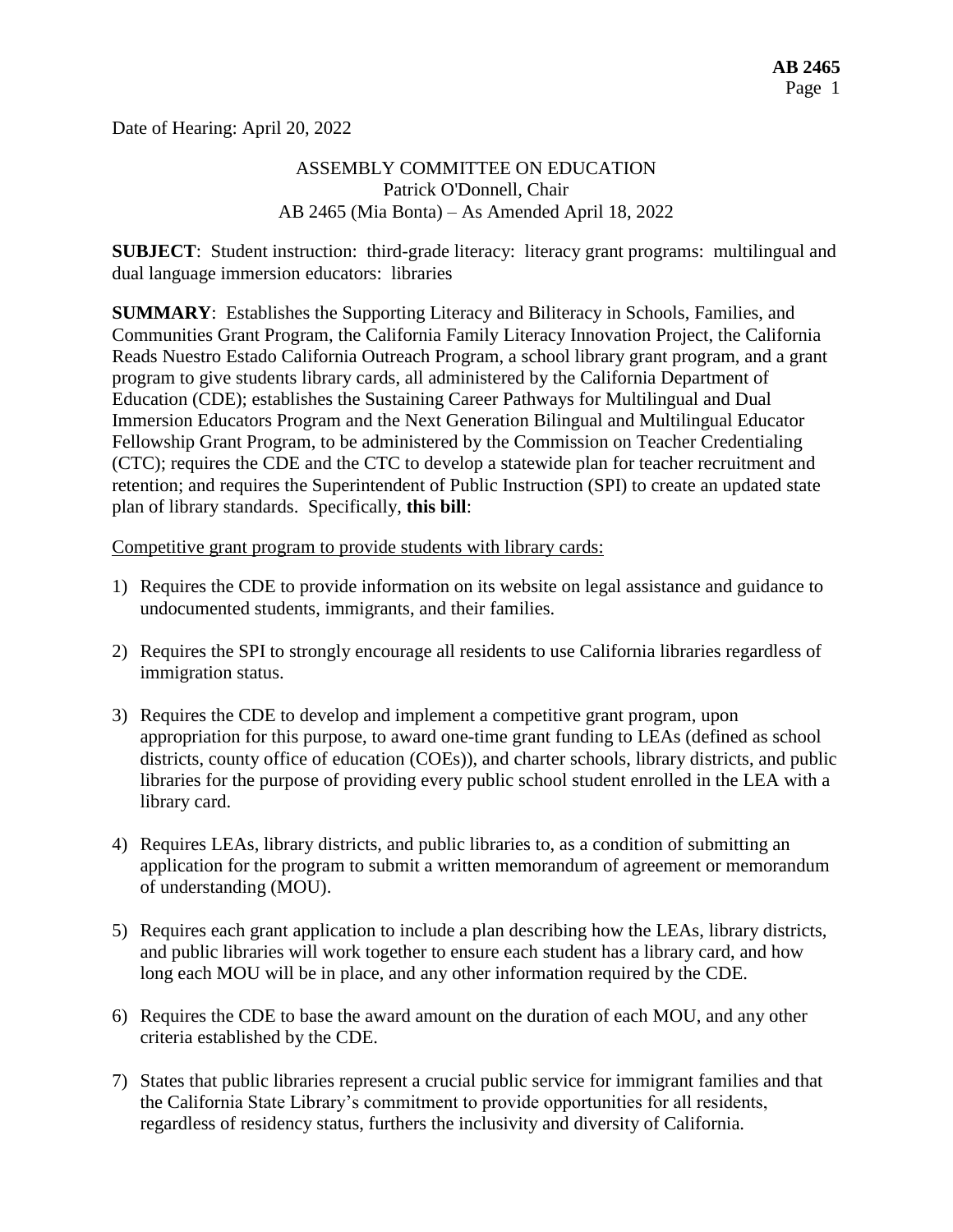Date of Hearing: April 20, 2022

ASSEMBLY COMMITTEE ON EDUCATION
Patrick O'Donnell, Chair
AB 2465 (Mia Bonta) – As Amended April 18, 2022

**SUBJECT**: Student instruction: third-grade literacy: literacy grant programs: multilingual and dual language immersion educators: libraries

**SUMMARY**: Establishes the Supporting Literacy and Biliteracy in Schools, Families, and Communities Grant Program, the California Family Literacy Innovation Project, the California Reads Nuestro Estado California Outreach Program, a school library grant program, and a grant program to give students library cards, all administered by the California Department of Education (CDE); establishes the Sustaining Career Pathways for Multilingual and Dual Immersion Educators Program and the Next Generation Bilingual and Multilingual Educator Fellowship Grant Program, to be administered by the Commission on Teacher Credentialing (CTC); requires the CDE and the CTC to develop a statewide plan for teacher recruitment and retention; and requires the Superintendent of Public Instruction (SPI) to create an updated state plan of library standards. Specifically, **this bill**:

Competitive grant program to provide students with library cards:

1) Requires the CDE to provide information on its website on legal assistance and guidance to undocumented students, immigrants, and their families.

2) Requires the SPI to strongly encourage all residents to use California libraries regardless of immigration status.

3) Requires the CDE to develop and implement a competitive grant program, upon appropriation for this purpose, to award one-time grant funding to LEAs (defined as school districts, county office of education (COEs)), and charter schools, library districts, and public libraries for the purpose of providing every public school student enrolled in the LEA with a library card.

4) Requires LEAs, library districts, and public libraries to, as a condition of submitting an application for the program to submit a written memorandum of agreement or memorandum of understanding (MOU).

5) Requires each grant application to include a plan describing how the LEAs, library districts, and public libraries will work together to ensure each student has a library card, and how long each MOU will be in place, and any other information required by the CDE.

6) Requires the CDE to base the award amount on the duration of each MOU, and any other criteria established by the CDE.

7) States that public libraries represent a crucial public service for immigrant families and that the California State Library's commitment to provide opportunities for all residents, regardless of residency status, furthers the inclusivity and diversity of California.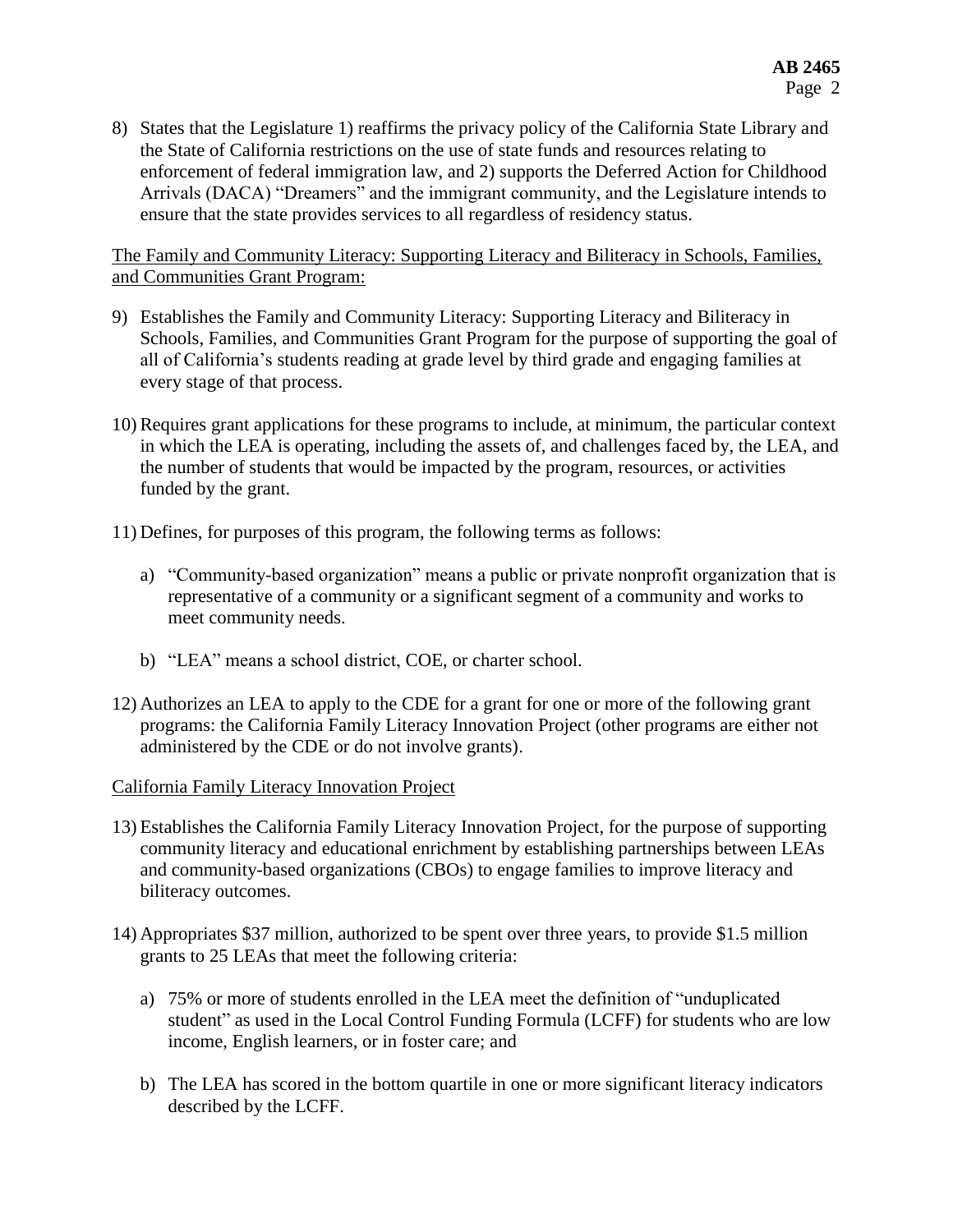8) States that the Legislature 1) reaffirms the privacy policy of the California State Library and the State of California restrictions on the use of state funds and resources relating to enforcement of federal immigration law, and 2) supports the Deferred Action for Childhood Arrivals (DACA) "Dreamers" and the immigrant community, and the Legislature intends to ensure that the state provides services to all regardless of residency status.

<u>The Family and Community Literacy: Supporting Literacy and Biliteracy in Schools, Families, and Communities Grant Program:</u>

9) Establishes the Family and Community Literacy: Supporting Literacy and Biliteracy in Schools, Families, and Communities Grant Program for the purpose of supporting the goal of all of California's students reading at grade level by third grade and engaging families at every stage of that process.

10) Requires grant applications for these programs to include, at minimum, the particular context in which the LEA is operating, including the assets of, and challenges faced by, the LEA, and the number of students that would be impacted by the program, resources, or activities funded by the grant.

11) Defines, for purposes of this program, the following terms as follows:

    a) "Community-based organization" means a public or private nonprofit organization that is representative of a community or a significant segment of a community and works to meet community needs.

    b) "LEA" means a school district, COE, or charter school.

12) Authorizes an LEA to apply to the CDE for a grant for one or more of the following grant programs: the California Family Literacy Innovation Project (other programs are either not administered by the CDE or do not involve grants).

<u>California Family Literacy Innovation Project</u>

13) Establishes the California Family Literacy Innovation Project, for the purpose of supporting community literacy and educational enrichment by establishing partnerships between LEAs and community-based organizations (CBOs) to engage families to improve literacy and biliteracy outcomes.

14) Appropriates $37 million, authorized to be spent over three years, to provide $1.5 million grants to 25 LEAs that meet the following criteria:

    a) 75% or more of students enrolled in the LEA meet the definition of "unduplicated student" as used in the Local Control Funding Formula (LCFF) for students who are low income, English learners, or in foster care; and

    b) The LEA has scored in the bottom quartile in one or more significant literacy indicators described by the LCFF.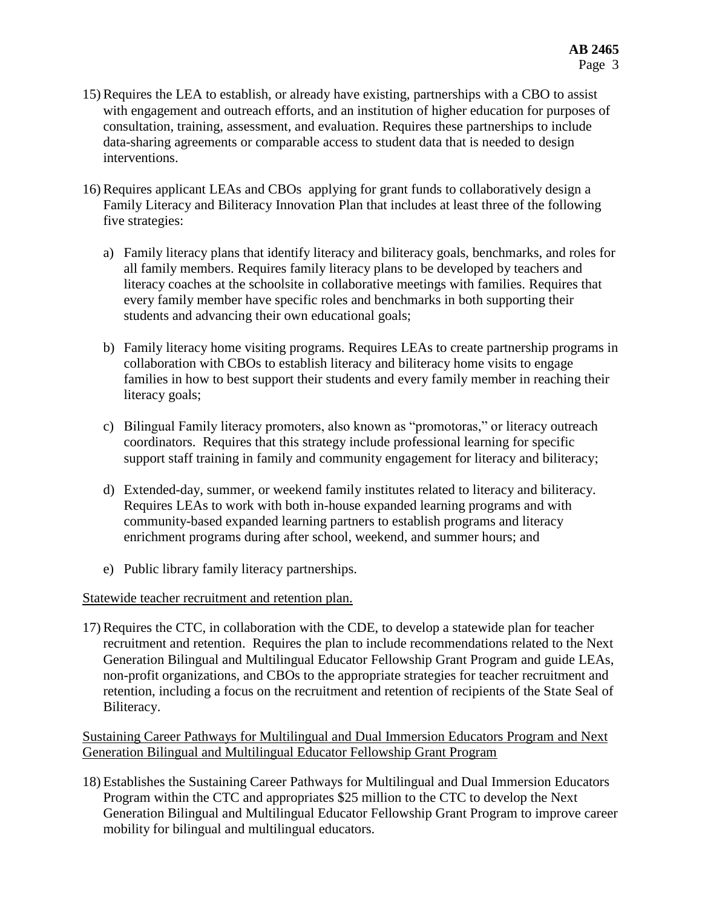15) Requires the LEA to establish, or already have existing, partnerships with a CBO to assist with engagement and outreach efforts, and an institution of higher education for purposes of consultation, training, assessment, and evaluation. Requires these partnerships to include data-sharing agreements or comparable access to student data that is needed to design interventions.

16) Requires applicant LEAs and CBOs applying for grant funds to collaboratively design a Family Literacy and Biliteracy Innovation Plan that includes at least three of the following five strategies:

    a) Family literacy plans that identify literacy and biliteracy goals, benchmarks, and roles for all family members. Requires family literacy plans to be developed by teachers and literacy coaches at the schoolsite in collaborative meetings with families. Requires that every family member have specific roles and benchmarks in both supporting their students and advancing their own educational goals;

    b) Family literacy home visiting programs. Requires LEAs to create partnership programs in collaboration with CBOs to establish literacy and biliteracy home visits to engage families in how to best support their students and every family member in reaching their literacy goals;

    c) Bilingual Family literacy promoters, also known as "promotoras," or literacy outreach coordinators. Requires that this strategy include professional learning for specific support staff training in family and community engagement for literacy and biliteracy;

    d) Extended-day, summer, or weekend family institutes related to literacy and biliteracy. Requires LEAs to work with both in-house expanded learning programs and with community-based expanded learning partners to establish programs and literacy enrichment programs during after school, weekend, and summer hours; and

    e) Public library family literacy partnerships.

Statewide teacher recruitment and retention plan.

17) Requires the CTC, in collaboration with the CDE, to develop a statewide plan for teacher recruitment and retention. Requires the plan to include recommendations related to the Next Generation Bilingual and Multilingual Educator Fellowship Grant Program and guide LEAs, non-profit organizations, and CBOs to the appropriate strategies for teacher recruitment and retention, including a focus on the recruitment and retention of recipients of the State Seal of Biliteracy.

Sustaining Career Pathways for Multilingual and Dual Immersion Educators Program and Next Generation Bilingual and Multilingual Educator Fellowship Grant Program

18) Establishes the Sustaining Career Pathways for Multilingual and Dual Immersion Educators Program within the CTC and appropriates $25 million to the CTC to develop the Next Generation Bilingual and Multilingual Educator Fellowship Grant Program to improve career mobility for bilingual and multilingual educators.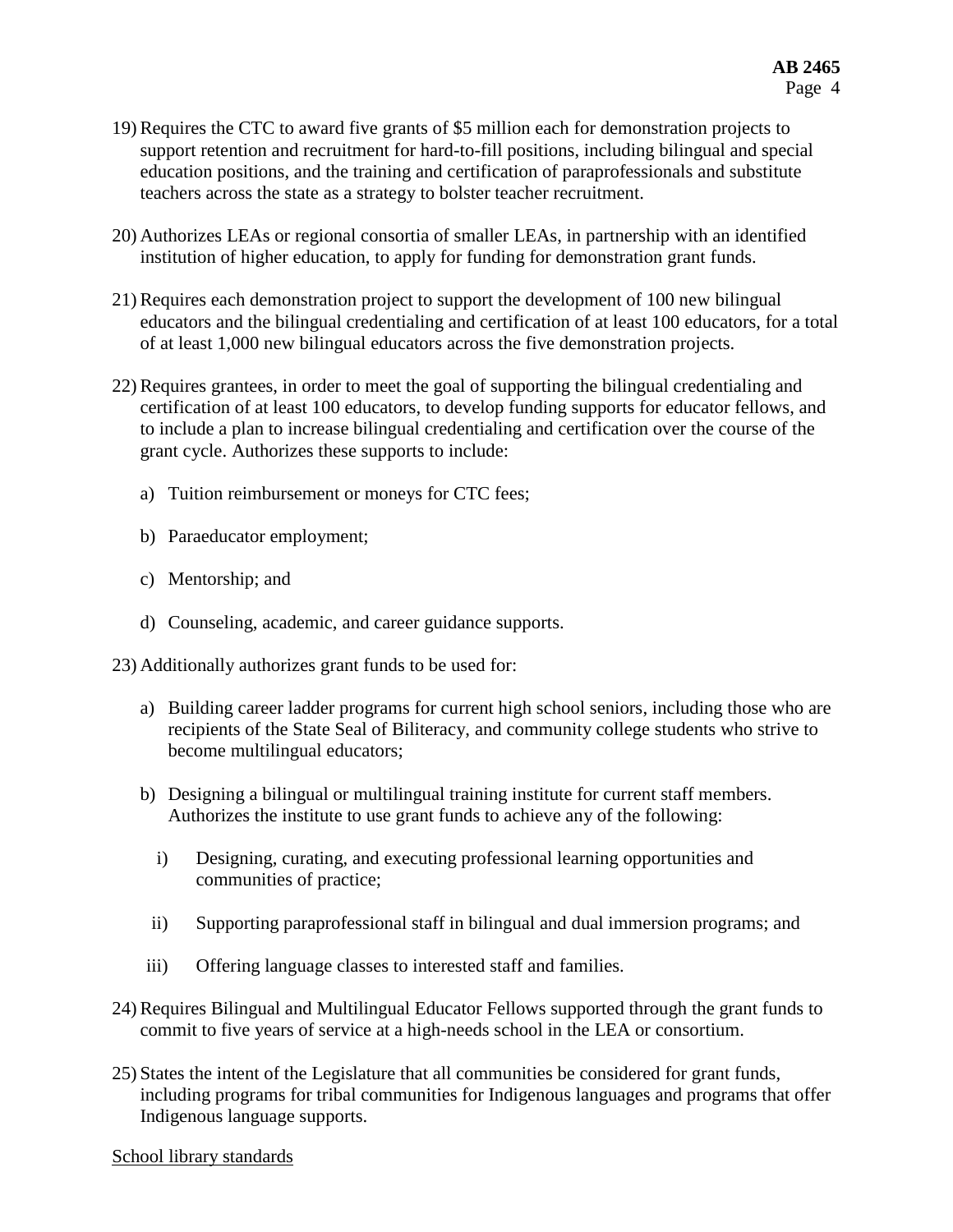19) Requires the CTC to award five grants of $5 million each for demonstration projects to support retention and recruitment for hard-to-fill positions, including bilingual and special education positions, and the training and certification of paraprofessionals and substitute teachers across the state as a strategy to bolster teacher recruitment.

20) Authorizes LEAs or regional consortia of smaller LEAs, in partnership with an identified institution of higher education, to apply for funding for demonstration grant funds.

21) Requires each demonstration project to support the development of 100 new bilingual educators and the bilingual credentialing and certification of at least 100 educators, for a total of at least 1,000 new bilingual educators across the five demonstration projects.

22) Requires grantees, in order to meet the goal of supporting the bilingual credentialing and certification of at least 100 educators, to develop funding supports for educator fellows, and to include a plan to increase bilingual credentialing and certification over the course of the grant cycle. Authorizes these supports to include:

    a) Tuition reimbursement or moneys for CTC fees;

    b) Paraeducator employment;

    c) Mentorship; and

    d) Counseling, academic, and career guidance supports.

23) Additionally authorizes grant funds to be used for:

    a) Building career ladder programs for current high school seniors, including those who are recipients of the State Seal of Biliteracy, and community college students who strive to become multilingual educators;

    b) Designing a bilingual or multilingual training institute for current staff members. Authorizes the institute to use grant funds to achieve any of the following:

        i) Designing, curating, and executing professional learning opportunities and communities of practice;

        ii) Supporting paraprofessional staff in bilingual and dual immersion programs; and

        iii) Offering language classes to interested staff and families.

24) Requires Bilingual and Multilingual Educator Fellows supported through the grant funds to commit to five years of service at a high-needs school in the LEA or consortium.

25) States the intent of the Legislature that all communities be considered for grant funds, including programs for tribal communities for Indigenous languages and programs that offer Indigenous language supports.

<u>School library standards</u>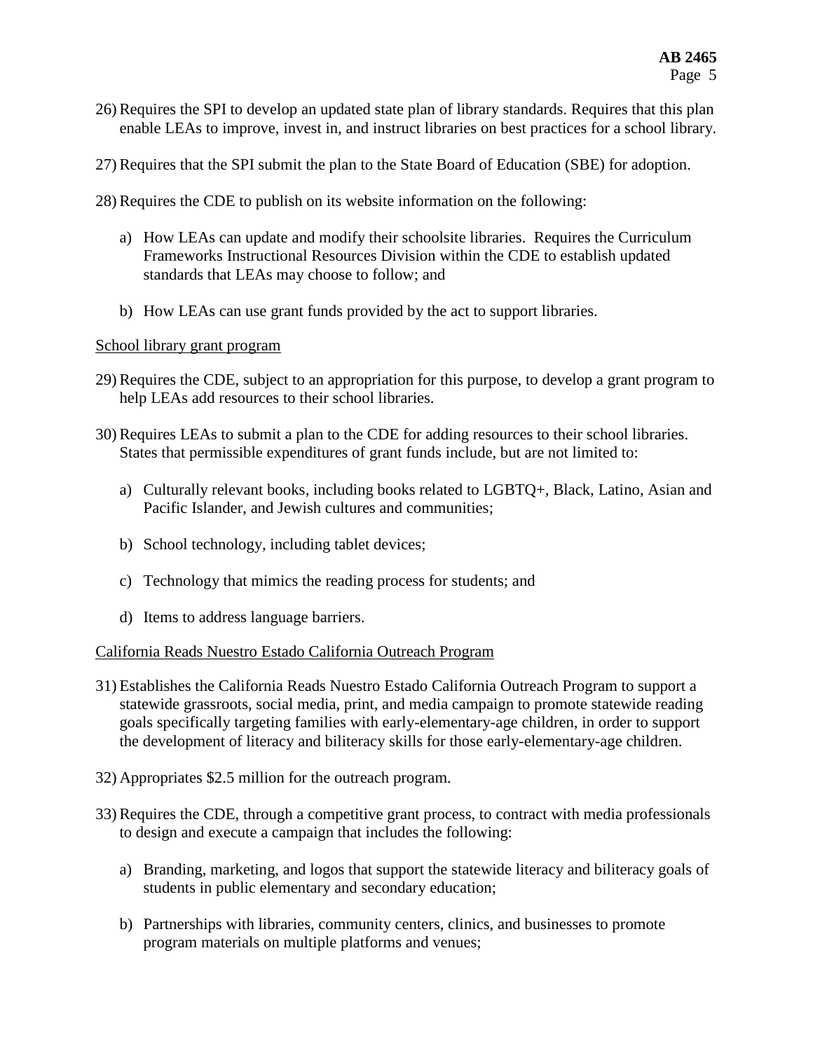26) Requires the SPI to develop an updated state plan of library standards. Requires that this plan enable LEAs to improve, invest in, and instruct libraries on best practices for a school library.

27) Requires that the SPI submit the plan to the State Board of Education (SBE) for adoption.

28) Requires the CDE to publish on its website information on the following:

    a) How LEAs can update and modify their schoolsite libraries. Requires the Curriculum Frameworks Instructional Resources Division within the CDE to establish updated standards that LEAs may choose to follow; and

    b) How LEAs can use grant funds provided by the act to support libraries.

<u>School library grant program</u>

29) Requires the CDE, subject to an appropriation for this purpose, to develop a grant program to help LEAs add resources to their school libraries.

30) Requires LEAs to submit a plan to the CDE for adding resources to their school libraries. States that permissible expenditures of grant funds include, but are not limited to:

    a) Culturally relevant books, including books related to LGBTQ+, Black, Latino, Asian and Pacific Islander, and Jewish cultures and communities;

    b) School technology, including tablet devices;

    c) Technology that mimics the reading process for students; and

    d) Items to address language barriers.

<u>California Reads Nuestro Estado California Outreach Program</u>

31) Establishes the California Reads Nuestro Estado California Outreach Program to support a statewide grassroots, social media, print, and media campaign to promote statewide reading goals specifically targeting families with early-elementary-age children, in order to support the development of literacy and biliteracy skills for those early-elementary-age children.

32) Appropriates $2.5 million for the outreach program.

33) Requires the CDE, through a competitive grant process, to contract with media professionals to design and execute a campaign that includes the following:

    a) Branding, marketing, and logos that support the statewide literacy and biliteracy goals of students in public elementary and secondary education;

    b) Partnerships with libraries, community centers, clinics, and businesses to promote program materials on multiple platforms and venues;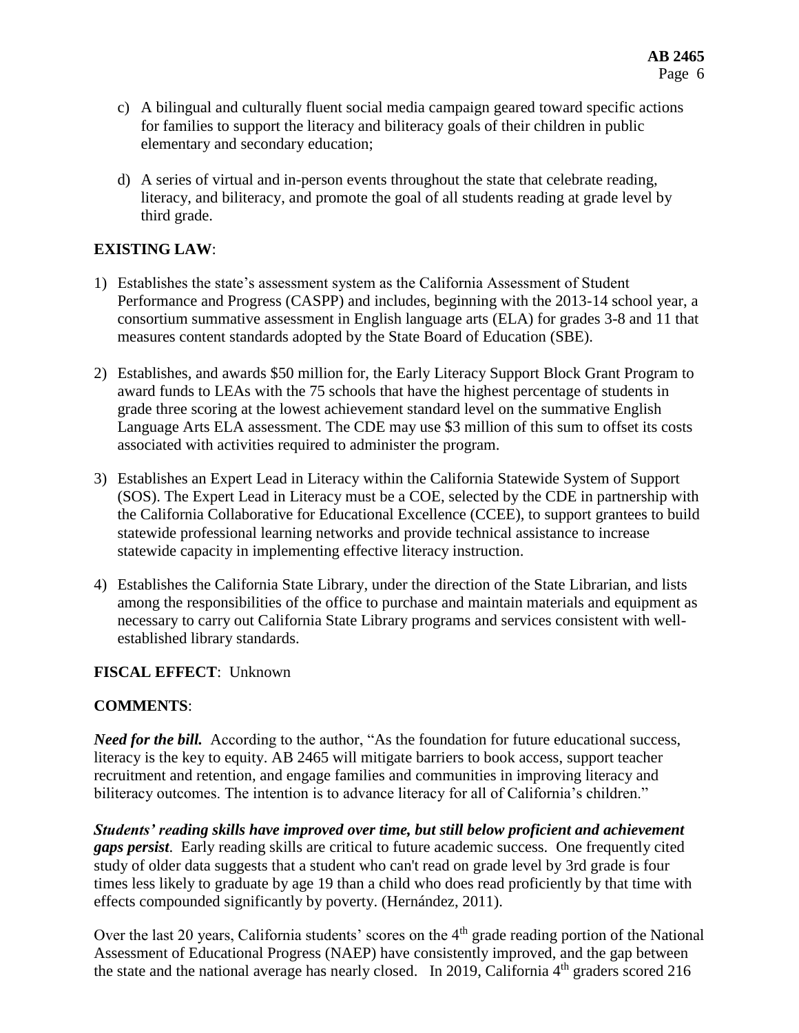c) A bilingual and culturally fluent social media campaign geared toward specific actions for families to support the literacy and biliteracy goals of their children in public elementary and secondary education;

d) A series of virtual and in-person events throughout the state that celebrate reading, literacy, and biliteracy, and promote the goal of all students reading at grade level by third grade.

**EXISTING LAW**:

1) Establishes the state's assessment system as the California Assessment of Student Performance and Progress (CASPP) and includes, beginning with the 2013-14 school year, a consortium summative assessment in English language arts (ELA) for grades 3-8 and 11 that measures content standards adopted by the State Board of Education (SBE).

2) Establishes, and awards $50 million for, the Early Literacy Support Block Grant Program to award funds to LEAs with the 75 schools that have the highest percentage of students in grade three scoring at the lowest achievement standard level on the summative English Language Arts ELA assessment. The CDE may use $3 million of this sum to offset its costs associated with activities required to administer the program.

3) Establishes an Expert Lead in Literacy within the California Statewide System of Support (SOS). The Expert Lead in Literacy must be a COE, selected by the CDE in partnership with the California Collaborative for Educational Excellence (CCEE), to support grantees to build statewide professional learning networks and provide technical assistance to increase statewide capacity in implementing effective literacy instruction.

4) Establishes the California State Library, under the direction of the State Librarian, and lists among the responsibilities of the office to purchase and maintain materials and equipment as necessary to carry out California State Library programs and services consistent with well-established library standards.

**FISCAL EFFECT**: Unknown

**COMMENTS**:

***Need for the bill.*** According to the author, "As the foundation for future educational success, literacy is the key to equity. AB 2465 will mitigate barriers to book access, support teacher recruitment and retention, and engage families and communities in improving literacy and biliteracy outcomes. The intention is to advance literacy for all of California's children."

***Students' reading skills have improved over time, but still below proficient and achievement gaps persist***. Early reading skills are critical to future academic success. One frequently cited study of older data suggests that a student who can't read on grade level by 3rd grade is four times less likely to graduate by age 19 than a child who does read proficiently by that time with effects compounded significantly by poverty. (Hernández, 2011).

Over the last 20 years, California students' scores on the 4th grade reading portion of the National Assessment of Educational Progress (NAEP) have consistently improved, and the gap between the state and the national average has nearly closed. In 2019, California 4th graders scored 216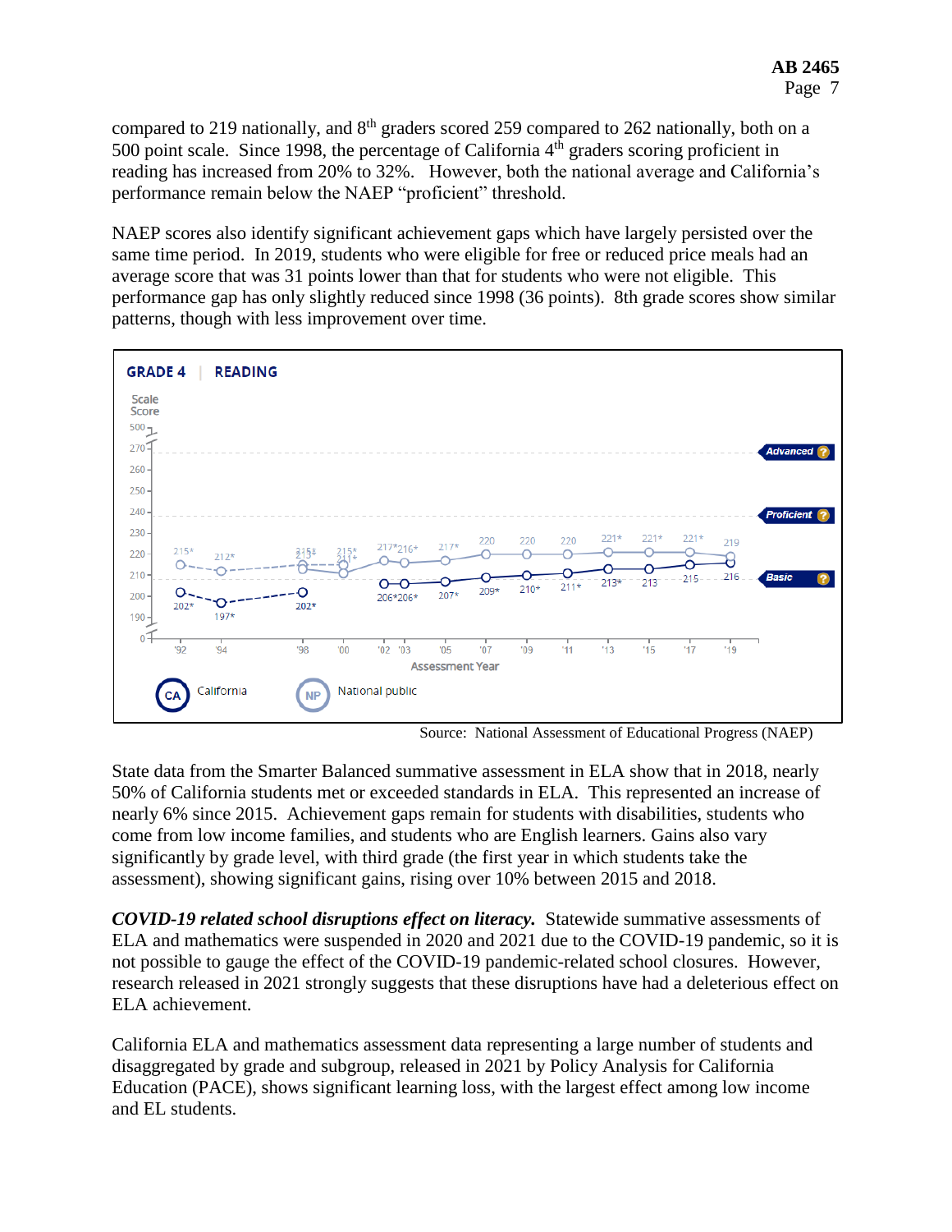compared to 219 nationally, and 8th graders scored 259 compared to 262 nationally, both on a 500 point scale. Since 1998, the percentage of California 4th graders scoring proficient in reading has increased from 20% to 32%. However, both the national average and California's performance remain below the NAEP "proficient" threshold.

NAEP scores also identify significant achievement gaps which have largely persisted over the same time period. In 2019, students who were eligible for free or reduced price meals had an average score that was 31 points lower than that for students who were not eligible. This performance gap has only slightly reduced since 1998 (36 points). 8th grade scores show similar patterns, though with less improvement over time.

Source: National Assessment of Educational Progress (NAEP)

State data from the Smarter Balanced summative assessment in ELA show that in 2018, nearly 50% of California students met or exceeded standards in ELA. This represented an increase of nearly 6% since 2015. Achievement gaps remain for students with disabilities, students who come from low income families, and students who are English learners. Gains also vary significantly by grade level, with third grade (the first year in which students take the assessment), showing significant gains, rising over 10% between 2015 and 2018.

***COVID-19 related school disruptions effect on literacy.*** Statewide summative assessments of ELA and mathematics were suspended in 2020 and 2021 due to the COVID-19 pandemic, so it is not possible to gauge the effect of the COVID-19 pandemic-related school closures. However, research released in 2021 strongly suggests that these disruptions have had a deleterious effect on ELA achievement.

California ELA and mathematics assessment data representing a large number of students and disaggregated by grade and subgroup, released in 2021 by Policy Analysis for California Education (PACE), shows significant learning loss, with the largest effect among low income and EL students.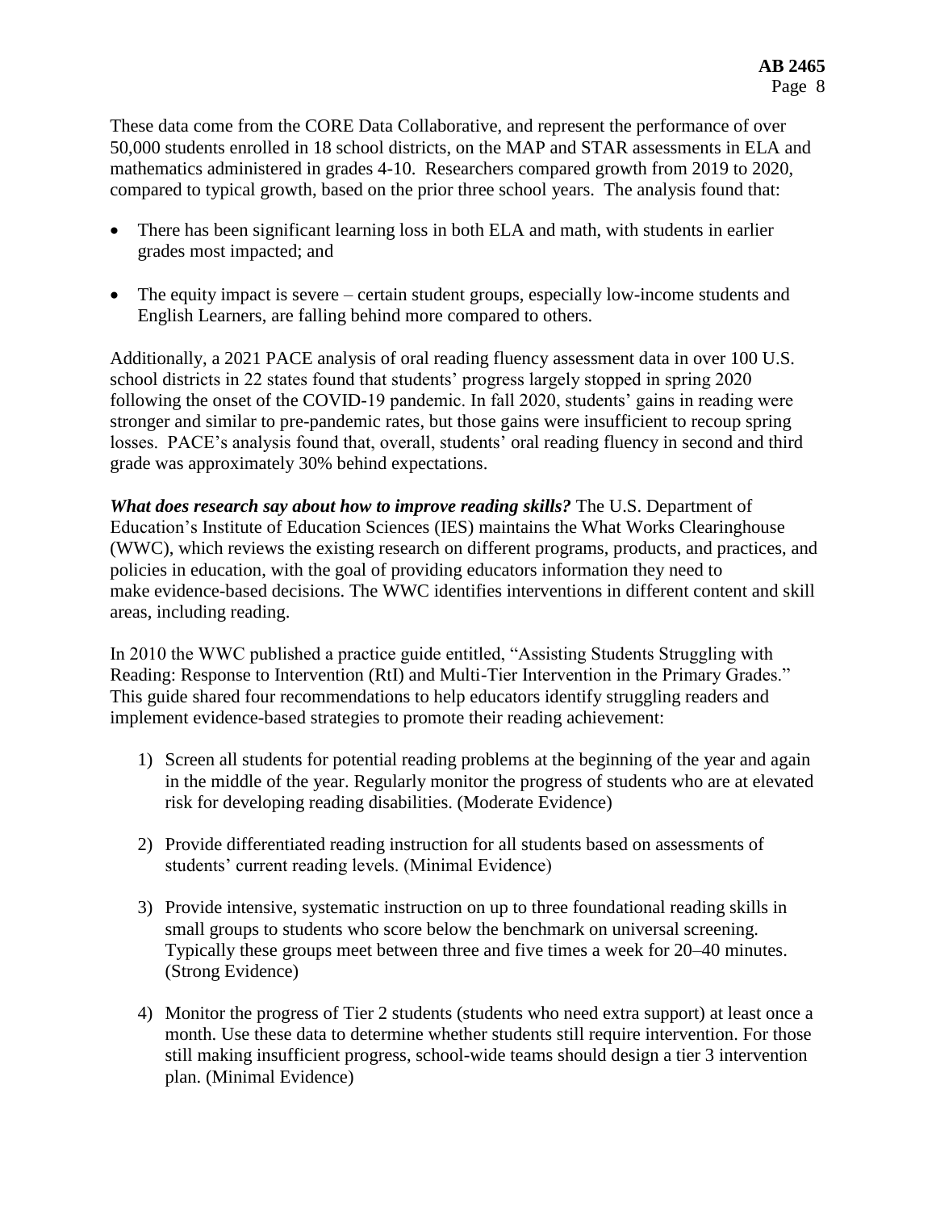These data come from the CORE Data Collaborative, and represent the performance of over 50,000 students enrolled in 18 school districts, on the MAP and STAR assessments in ELA and mathematics administered in grades 4-10. Researchers compared growth from 2019 to 2020, compared to typical growth, based on the prior three school years. The analysis found that:

- There has been significant learning loss in both ELA and math, with students in earlier grades most impacted; and
- The equity impact is severe – certain student groups, especially low-income students and English Learners, are falling behind more compared to others.

Additionally, a 2021 PACE analysis of oral reading fluency assessment data in over 100 U.S. school districts in 22 states found that students' progress largely stopped in spring 2020 following the onset of the COVID-19 pandemic. In fall 2020, students' gains in reading were stronger and similar to pre-pandemic rates, but those gains were insufficient to recoup spring losses. PACE's analysis found that, overall, students' oral reading fluency in second and third grade was approximately 30% behind expectations.

***What does research say about how to improve reading skills?*** The U.S. Department of Education's Institute of Education Sciences (IES) maintains the What Works Clearinghouse (WWC), which reviews the existing research on different programs, products, and practices, and policies in education, with the goal of providing educators information they need to make evidence-based decisions. The WWC identifies interventions in different content and skill areas, including reading.

In 2010 the WWC published a practice guide entitled, "Assisting Students Struggling with Reading: Response to Intervention (RtI) and Multi-Tier Intervention in the Primary Grades." This guide shared four recommendations to help educators identify struggling readers and implement evidence-based strategies to promote their reading achievement:

1) Screen all students for potential reading problems at the beginning of the year and again in the middle of the year. Regularly monitor the progress of students who are at elevated risk for developing reading disabilities. (Moderate Evidence)
2) Provide differentiated reading instruction for all students based on assessments of students' current reading levels. (Minimal Evidence)
3) Provide intensive, systematic instruction on up to three foundational reading skills in small groups to students who score below the benchmark on universal screening. Typically these groups meet between three and five times a week for 20–40 minutes. (Strong Evidence)
4) Monitor the progress of Tier 2 students (students who need extra support) at least once a month. Use these data to determine whether students still require intervention. For those still making insufficient progress, school-wide teams should design a tier 3 intervention plan. (Minimal Evidence)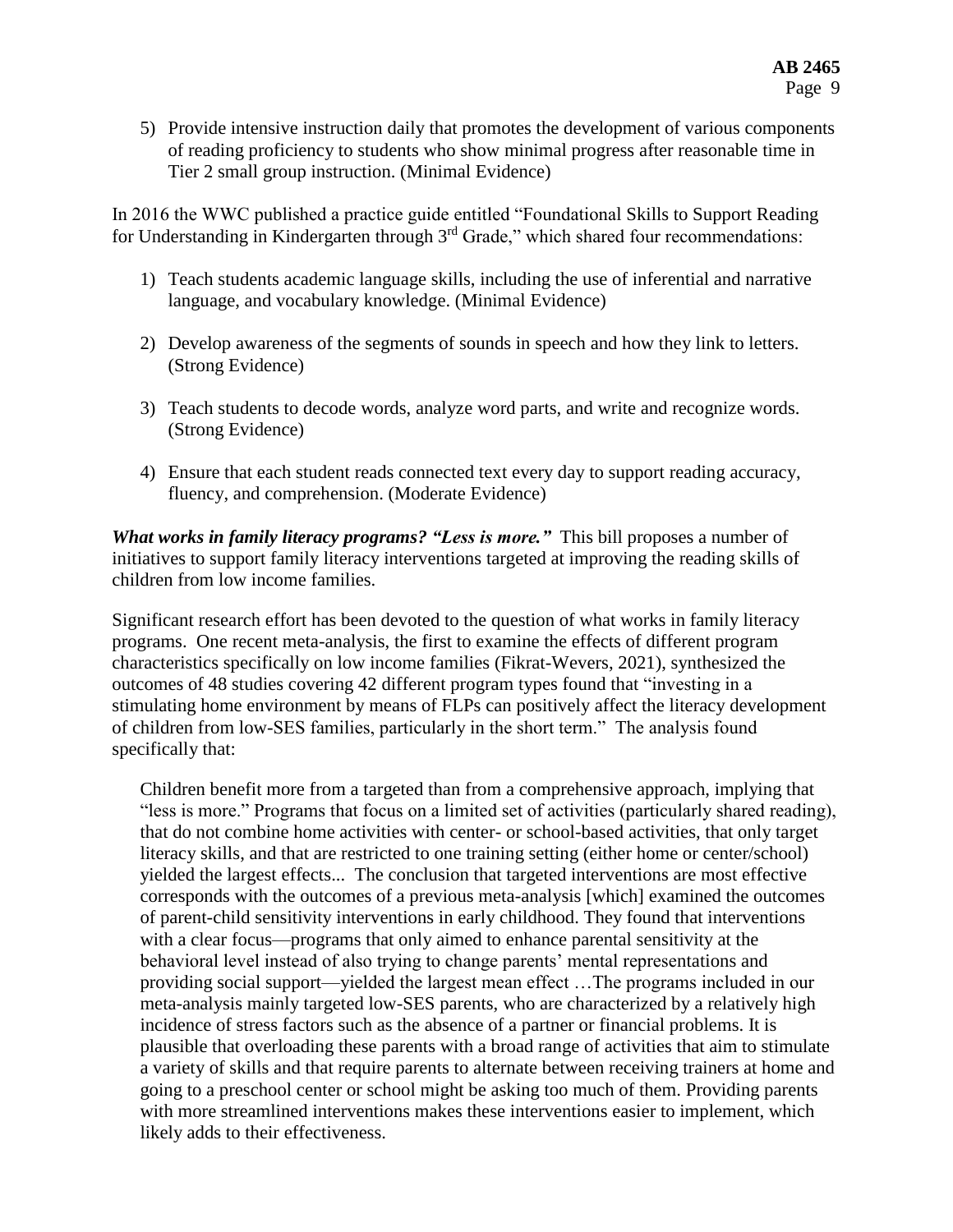5) Provide intensive instruction daily that promotes the development of various components of reading proficiency to students who show minimal progress after reasonable time in Tier 2 small group instruction. (Minimal Evidence)

In 2016 the WWC published a practice guide entitled "Foundational Skills to Support Reading for Understanding in Kindergarten through 3rd Grade," which shared four recommendations:

1) Teach students academic language skills, including the use of inferential and narrative language, and vocabulary knowledge. (Minimal Evidence)

2) Develop awareness of the segments of sounds in speech and how they link to letters. (Strong Evidence)

3) Teach students to decode words, analyze word parts, and write and recognize words. (Strong Evidence)

4) Ensure that each student reads connected text every day to support reading accuracy, fluency, and comprehension. (Moderate Evidence)

***What works in family literacy programs? "Less is more."*** This bill proposes a number of initiatives to support family literacy interventions targeted at improving the reading skills of children from low income families.

Significant research effort has been devoted to the question of what works in family literacy programs. One recent meta-analysis, the first to examine the effects of different program characteristics specifically on low income families (Fikrat-Wevers, 2021), synthesized the outcomes of 48 studies covering 42 different program types found that "investing in a stimulating home environment by means of FLPs can positively affect the literacy development of children from low-SES families, particularly in the short term." The analysis found specifically that:

> Children benefit more from a targeted than from a comprehensive approach, implying that "less is more." Programs that focus on a limited set of activities (particularly shared reading), that do not combine home activities with center- or school-based activities, that only target literacy skills, and that are restricted to one training setting (either home or center/school) yielded the largest effects... The conclusion that targeted interventions are most effective corresponds with the outcomes of a previous meta-analysis [which] examined the outcomes of parent-child sensitivity interventions in early childhood. They found that interventions with a clear focus—programs that only aimed to enhance parental sensitivity at the behavioral level instead of also trying to change parents' mental representations and providing social support—yielded the largest mean effect …The programs included in our meta-analysis mainly targeted low-SES parents, who are characterized by a relatively high incidence of stress factors such as the absence of a partner or financial problems. It is plausible that overloading these parents with a broad range of activities that aim to stimulate a variety of skills and that require parents to alternate between receiving trainers at home and going to a preschool center or school might be asking too much of them. Providing parents with more streamlined interventions makes these interventions easier to implement, which likely adds to their effectiveness.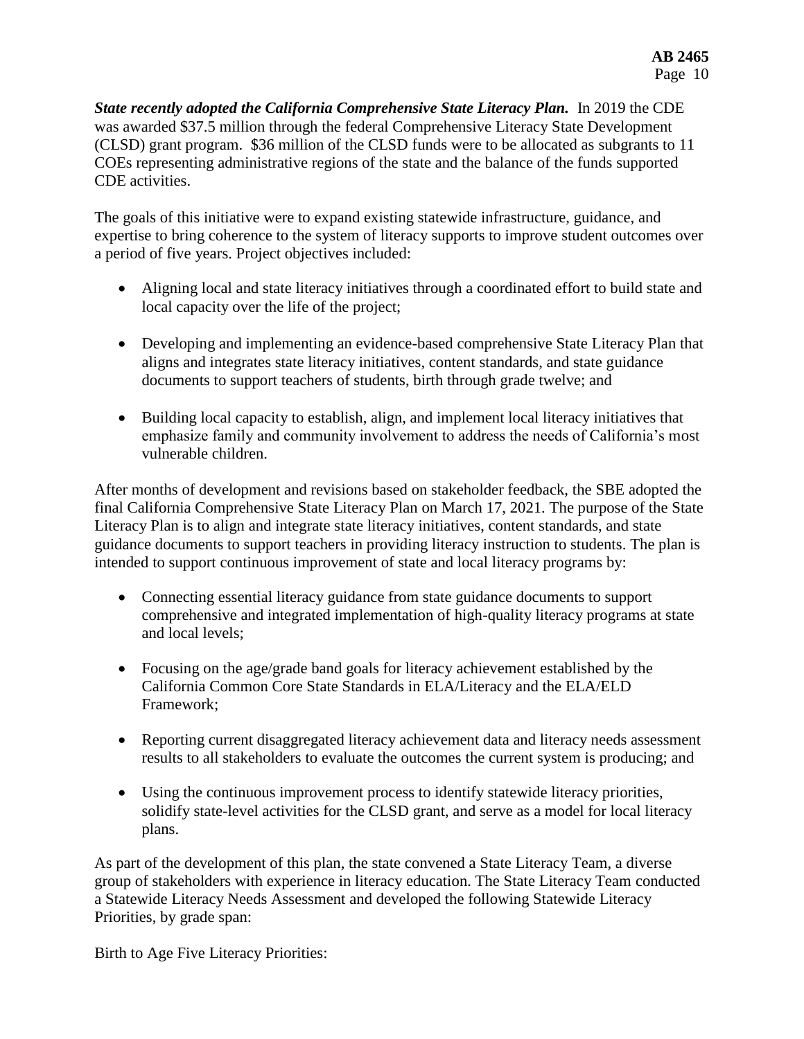***State recently adopted the California Comprehensive State Literacy Plan.*** In 2019 the CDE was awarded $37.5 million through the federal Comprehensive Literacy State Development (CLSD) grant program. $36 million of the CLSD funds were to be allocated as subgrants to 11 COEs representing administrative regions of the state and the balance of the funds supported CDE activities.

The goals of this initiative were to expand existing statewide infrastructure, guidance, and expertise to bring coherence to the system of literacy supports to improve student outcomes over a period of five years. Project objectives included:

- Aligning local and state literacy initiatives through a coordinated effort to build state and local capacity over the life of the project;
- Developing and implementing an evidence-based comprehensive State Literacy Plan that aligns and integrates state literacy initiatives, content standards, and state guidance documents to support teachers of students, birth through grade twelve; and
- Building local capacity to establish, align, and implement local literacy initiatives that emphasize family and community involvement to address the needs of California's most vulnerable children.

After months of development and revisions based on stakeholder feedback, the SBE adopted the final California Comprehensive State Literacy Plan on March 17, 2021. The purpose of the State Literacy Plan is to align and integrate state literacy initiatives, content standards, and state guidance documents to support teachers in providing literacy instruction to students. The plan is intended to support continuous improvement of state and local literacy programs by:

- Connecting essential literacy guidance from state guidance documents to support comprehensive and integrated implementation of high-quality literacy programs at state and local levels;
- Focusing on the age/grade band goals for literacy achievement established by the California Common Core State Standards in ELA/Literacy and the ELA/ELD Framework;
- Reporting current disaggregated literacy achievement data and literacy needs assessment results to all stakeholders to evaluate the outcomes the current system is producing; and
- Using the continuous improvement process to identify statewide literacy priorities, solidify state-level activities for the CLSD grant, and serve as a model for local literacy plans.

As part of the development of this plan, the state convened a State Literacy Team, a diverse group of stakeholders with experience in literacy education. The State Literacy Team conducted a Statewide Literacy Needs Assessment and developed the following Statewide Literacy Priorities, by grade span:

Birth to Age Five Literacy Priorities: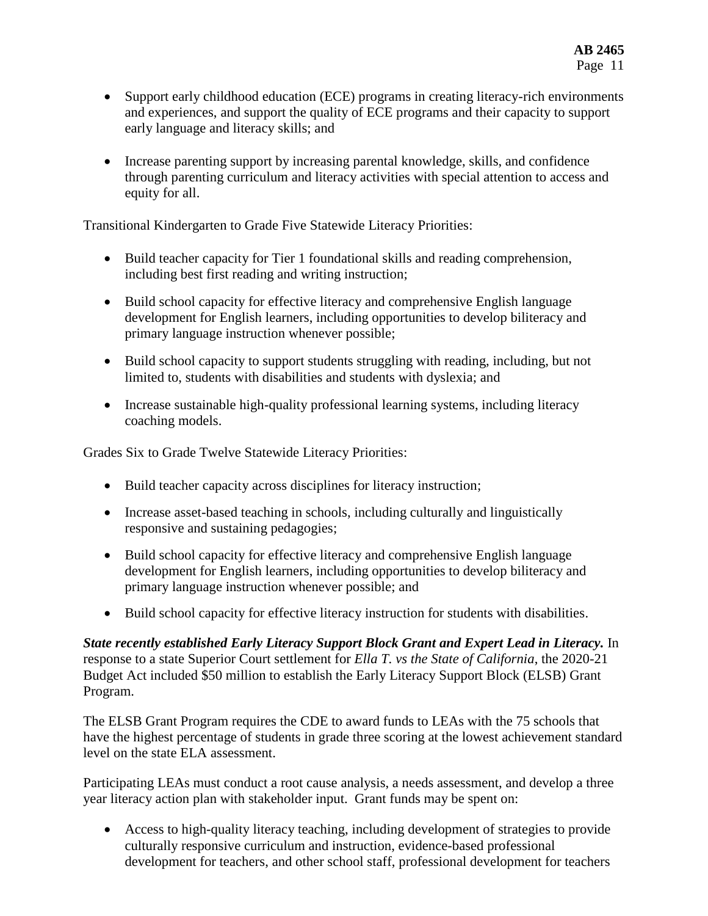- Support early childhood education (ECE) programs in creating literacy-rich environments and experiences, and support the quality of ECE programs and their capacity to support early language and literacy skills; and

- Increase parenting support by increasing parental knowledge, skills, and confidence through parenting curriculum and literacy activities with special attention to access and equity for all.

Transitional Kindergarten to Grade Five Statewide Literacy Priorities:

- Build teacher capacity for Tier 1 foundational skills and reading comprehension, including best first reading and writing instruction;

- Build school capacity for effective literacy and comprehensive English language development for English learners, including opportunities to develop biliteracy and primary language instruction whenever possible;

- Build school capacity to support students struggling with reading, including, but not limited to, students with disabilities and students with dyslexia; and

- Increase sustainable high-quality professional learning systems, including literacy coaching models.

Grades Six to Grade Twelve Statewide Literacy Priorities:

- Build teacher capacity across disciplines for literacy instruction;

- Increase asset-based teaching in schools, including culturally and linguistically responsive and sustaining pedagogies;

- Build school capacity for effective literacy and comprehensive English language development for English learners, including opportunities to develop biliteracy and primary language instruction whenever possible; and

- Build school capacity for effective literacy instruction for students with disabilities.

***State recently established Early Literacy Support Block Grant and Expert Lead in Literacy.*** In response to a state Superior Court settlement for *Ella T. vs the State of California*, the 2020-21 Budget Act included $50 million to establish the Early Literacy Support Block (ELSB) Grant Program.

The ELSB Grant Program requires the CDE to award funds to LEAs with the 75 schools that have the highest percentage of students in grade three scoring at the lowest achievement standard level on the state ELA assessment.

Participating LEAs must conduct a root cause analysis, a needs assessment, and develop a three year literacy action plan with stakeholder input. Grant funds may be spent on:

- Access to high-quality literacy teaching, including development of strategies to provide culturally responsive curriculum and instruction, evidence-based professional development for teachers, and other school staff, professional development for teachers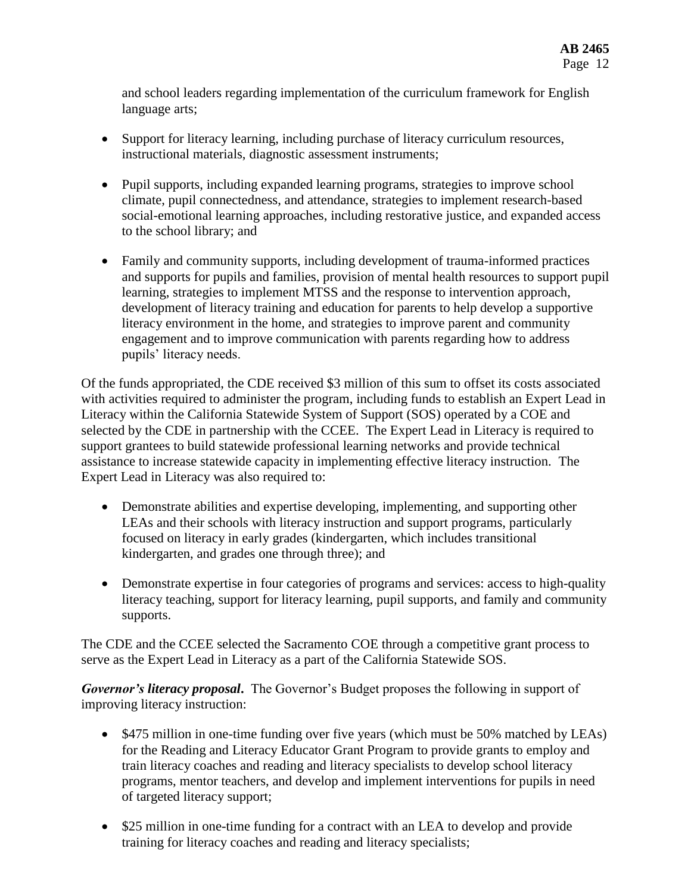and school leaders regarding implementation of the curriculum framework for English language arts;

- Support for literacy learning, including purchase of literacy curriculum resources, instructional materials, diagnostic assessment instruments;

- Pupil supports, including expanded learning programs, strategies to improve school climate, pupil connectedness, and attendance, strategies to implement research-based social-emotional learning approaches, including restorative justice, and expanded access to the school library; and

- Family and community supports, including development of trauma-informed practices and supports for pupils and families, provision of mental health resources to support pupil learning, strategies to implement MTSS and the response to intervention approach, development of literacy training and education for parents to help develop a supportive literacy environment in the home, and strategies to improve parent and community engagement and to improve communication with parents regarding how to address pupils' literacy needs.

Of the funds appropriated, the CDE received $3 million of this sum to offset its costs associated with activities required to administer the program, including funds to establish an Expert Lead in Literacy within the California Statewide System of Support (SOS) operated by a COE and selected by the CDE in partnership with the CCEE. The Expert Lead in Literacy is required to support grantees to build statewide professional learning networks and provide technical assistance to increase statewide capacity in implementing effective literacy instruction. The Expert Lead in Literacy was also required to:

- Demonstrate abilities and expertise developing, implementing, and supporting other LEAs and their schools with literacy instruction and support programs, particularly focused on literacy in early grades (kindergarten, which includes transitional kindergarten, and grades one through three); and

- Demonstrate expertise in four categories of programs and services: access to high-quality literacy teaching, support for literacy learning, pupil supports, and family and community supports.

The CDE and the CCEE selected the Sacramento COE through a competitive grant process to serve as the Expert Lead in Literacy as a part of the California Statewide SOS.

***Governor's literacy proposal*.** The Governor's Budget proposes the following in support of improving literacy instruction:

- $475 million in one-time funding over five years (which must be 50% matched by LEAs) for the Reading and Literacy Educator Grant Program to provide grants to employ and train literacy coaches and reading and literacy specialists to develop school literacy programs, mentor teachers, and develop and implement interventions for pupils in need of targeted literacy support;

- $25 million in one-time funding for a contract with an LEA to develop and provide training for literacy coaches and reading and literacy specialists;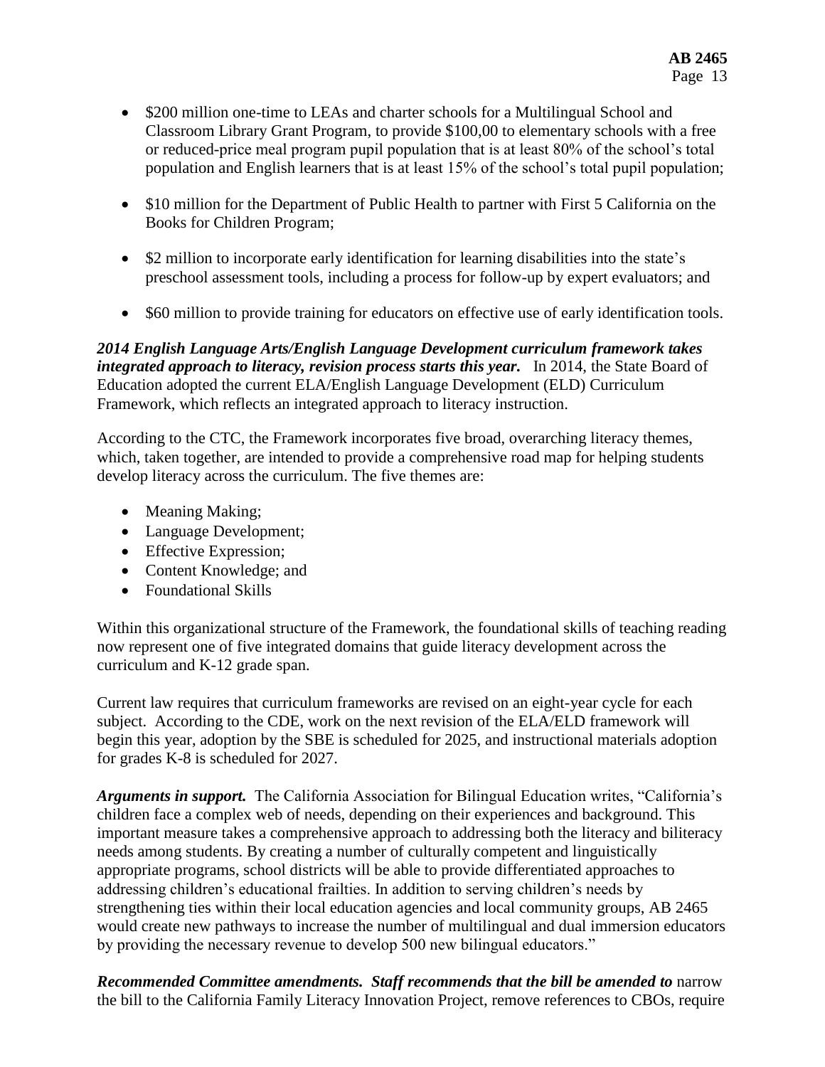- $200 million one-time to LEAs and charter schools for a Multilingual School and Classroom Library Grant Program, to provide $100,00 to elementary schools with a free or reduced-price meal program pupil population that is at least 80% of the school's total population and English learners that is at least 15% of the school's total pupil population;

- $10 million for the Department of Public Health to partner with First 5 California on the Books for Children Program;

- $2 million to incorporate early identification for learning disabilities into the state's preschool assessment tools, including a process for follow-up by expert evaluators; and

- $60 million to provide training for educators on effective use of early identification tools.

***2014 English Language Arts/English Language Development curriculum framework takes integrated approach to literacy, revision process starts this year.*** In 2014, the State Board of Education adopted the current ELA/English Language Development (ELD) Curriculum Framework, which reflects an integrated approach to literacy instruction.

According to the CTC, the Framework incorporates five broad, overarching literacy themes, which, taken together, are intended to provide a comprehensive road map for helping students develop literacy across the curriculum. The five themes are:

- Meaning Making;
- Language Development;
- Effective Expression;
- Content Knowledge; and
- Foundational Skills

Within this organizational structure of the Framework, the foundational skills of teaching reading now represent one of five integrated domains that guide literacy development across the curriculum and K-12 grade span.

Current law requires that curriculum frameworks are revised on an eight-year cycle for each subject. According to the CDE, work on the next revision of the ELA/ELD framework will begin this year, adoption by the SBE is scheduled for 2025, and instructional materials adoption for grades K-8 is scheduled for 2027.

***Arguments in support.*** The California Association for Bilingual Education writes, "California's children face a complex web of needs, depending on their experiences and background. This important measure takes a comprehensive approach to addressing both the literacy and biliteracy needs among students. By creating a number of culturally competent and linguistically appropriate programs, school districts will be able to provide differentiated approaches to addressing children's educational frailties. In addition to serving children's needs by strengthening ties within their local education agencies and local community groups, AB 2465 would create new pathways to increase the number of multilingual and dual immersion educators by providing the necessary revenue to develop 500 new bilingual educators."

***Recommended Committee amendments. Staff recommends that the bill be amended to*** narrow the bill to the California Family Literacy Innovation Project, remove references to CBOs, require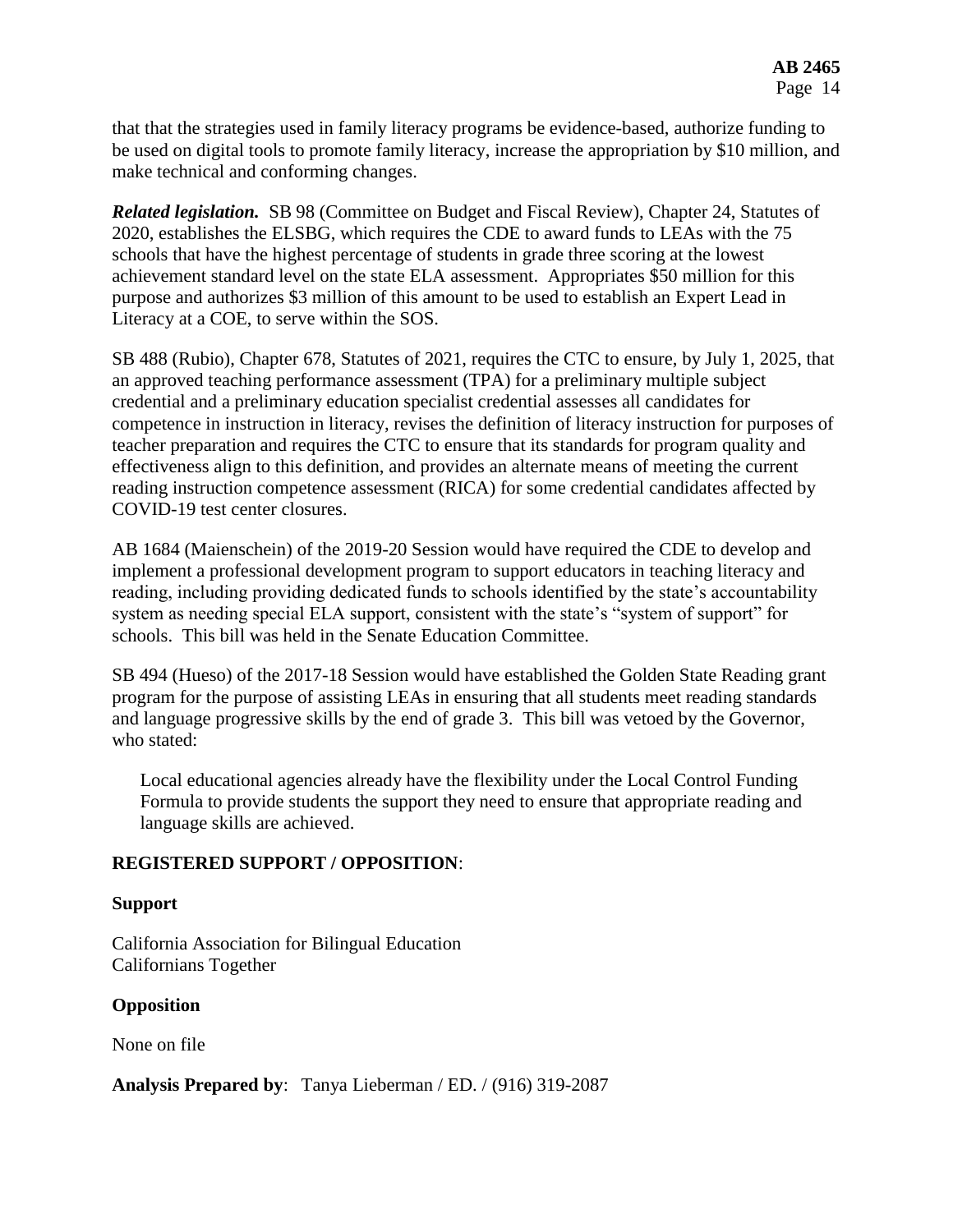that that the strategies used in family literacy programs be evidence-based, authorize funding to be used on digital tools to promote family literacy, increase the appropriation by $10 million, and make technical and conforming changes.

***Related legislation.*** SB 98 (Committee on Budget and Fiscal Review), Chapter 24, Statutes of 2020, establishes the ELSBG, which requires the CDE to award funds to LEAs with the 75 schools that have the highest percentage of students in grade three scoring at the lowest achievement standard level on the state ELA assessment. Appropriates $50 million for this purpose and authorizes $3 million of this amount to be used to establish an Expert Lead in Literacy at a COE, to serve within the SOS.

SB 488 (Rubio), Chapter 678, Statutes of 2021, requires the CTC to ensure, by July 1, 2025, that an approved teaching performance assessment (TPA) for a preliminary multiple subject credential and a preliminary education specialist credential assesses all candidates for competence in instruction in literacy, revises the definition of literacy instruction for purposes of teacher preparation and requires the CTC to ensure that its standards for program quality and effectiveness align to this definition, and provides an alternate means of meeting the current reading instruction competence assessment (RICA) for some credential candidates affected by COVID-19 test center closures.

AB 1684 (Maienschein) of the 2019-20 Session would have required the CDE to develop and implement a professional development program to support educators in teaching literacy and reading, including providing dedicated funds to schools identified by the state's accountability system as needing special ELA support, consistent with the state's "system of support" for schools. This bill was held in the Senate Education Committee.

SB 494 (Hueso) of the 2017-18 Session would have established the Golden State Reading grant program for the purpose of assisting LEAs in ensuring that all students meet reading standards and language progressive skills by the end of grade 3. This bill was vetoed by the Governor, who stated:

> Local educational agencies already have the flexibility under the Local Control Funding Formula to provide students the support they need to ensure that appropriate reading and language skills are achieved.

## REGISTERED SUPPORT / OPPOSITION:

### Support

California Association for Bilingual Education
Californians Together

### Opposition

None on file

**Analysis Prepared by**: Tanya Lieberman / ED. / (916) 319-2087